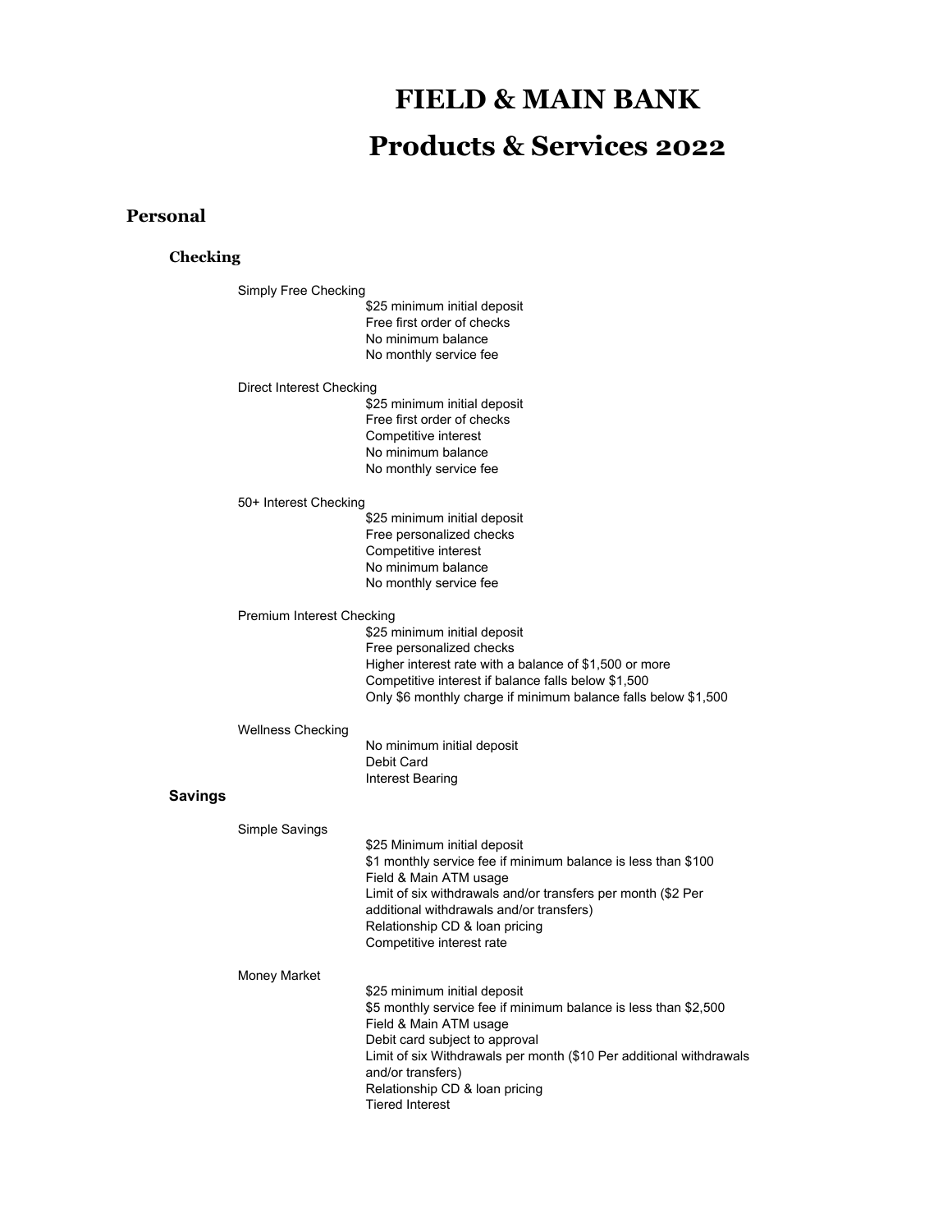# FIELD & MAIN BANK

# Products & Services 2022

## Personal

### Checking

Simply Free Checking

- $25 minimum initial deposit
- Free first order of checks
- No minimum balance
- No monthly service fee

Direct Interest Checking

- $25 minimum initial deposit
- Free first order of checks
- Competitive interest
- No minimum balance
- No monthly service fee

50+ Interest Checking

- $25 minimum initial deposit
- Free personalized checks
- Competitive interest
- No minimum balance
- No monthly service fee

Premium Interest Checking

- $25 minimum initial deposit
- Free personalized checks
- Higher interest rate with a balance of $1,500 or more
- Competitive interest if balance falls below $1,500
- Only $6 monthly charge if minimum balance falls below $1,500

Wellness Checking

- No minimum initial deposit
- Debit Card
- Interest Bearing

### Savings

Simple Savings

- $25 Minimum initial deposit
- $1 monthly service fee if minimum balance is less than $100
- Field & Main ATM usage
- Limit of six withdrawals and/or transfers per month ($2 Per additional withdrawals and/or transfers)
- Relationship CD & loan pricing
- Competitive interest rate

Money Market

- $25 minimum initial deposit
- $5 monthly service fee if minimum balance is less than $2,500
- Field & Main ATM usage
- Debit card subject to approval
- Limit of six Withdrawals per month ($10 Per additional withdrawals and/or transfers)
- Relationship CD & loan pricing
- Tiered Interest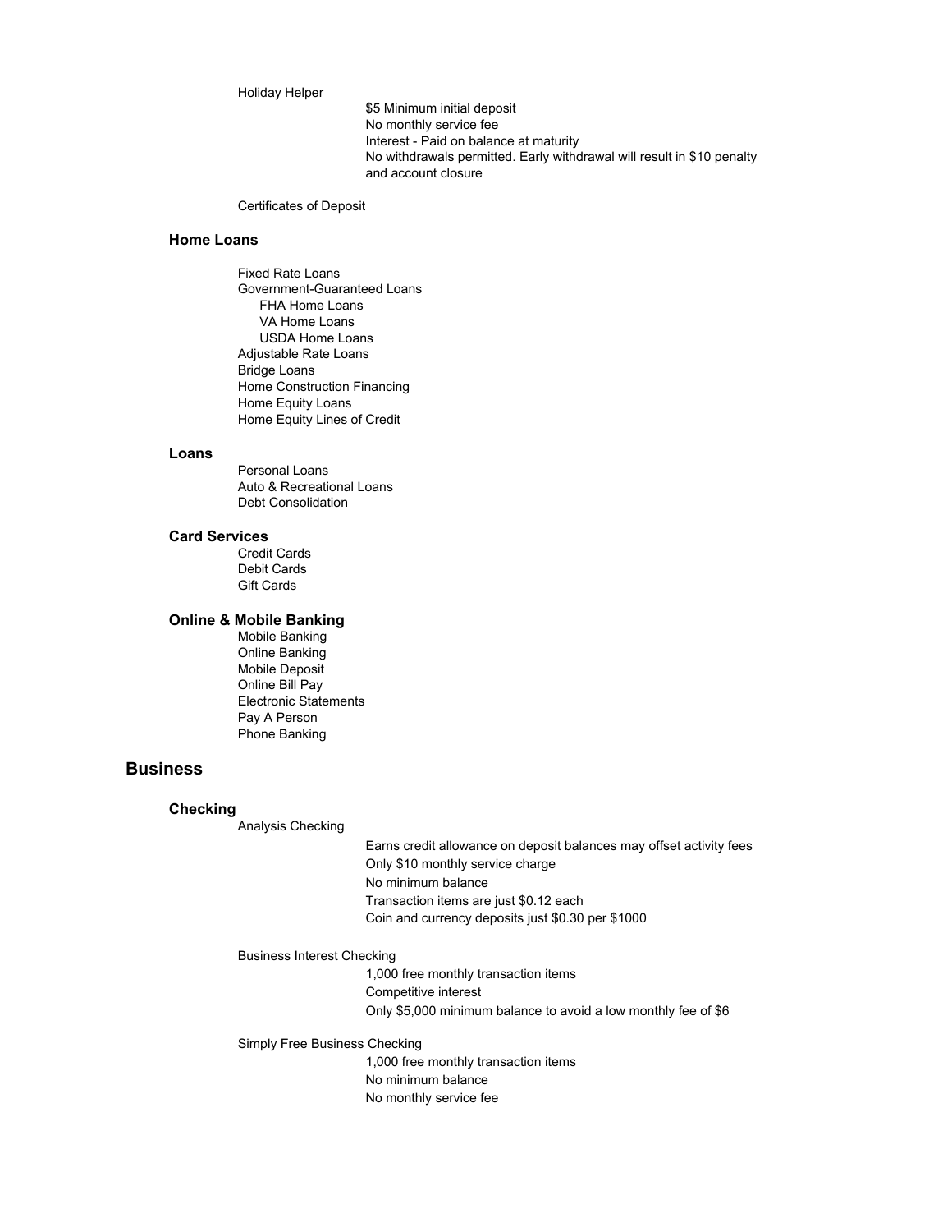Holiday Helper

- $5 Minimum initial deposit
- No monthly service fee
- Interest - Paid on balance at maturity
- No withdrawals permitted. Early withdrawal will result in $10 penalty and account closure

Certificates of Deposit

### Home Loans

- Fixed Rate Loans
- Government-Guaranteed Loans
  - FHA Home Loans
  - VA Home Loans
  - USDA Home Loans
- Adjustable Rate Loans
- Bridge Loans
- Home Construction Financing
- Home Equity Loans
- Home Equity Lines of Credit

### Loans

- Personal Loans
- Auto & Recreational Loans
- Debt Consolidation

### Card Services

- Credit Cards
- Debit Cards
- Gift Cards

### Online & Mobile Banking

- Mobile Banking
- Online Banking
- Mobile Deposit
- Online Bill Pay
- Electronic Statements
- Pay A Person
- Phone Banking

## Business

### Checking

Analysis Checking

- Earns credit allowance on deposit balances may offset activity fees
- Only $10 monthly service charge
- No minimum balance
- Transaction items are just $0.12 each
- Coin and currency deposits just $0.30 per $1000

Business Interest Checking

- 1,000 free monthly transaction items
- Competitive interest
- Only $5,000 minimum balance to avoid a low monthly fee of $6

Simply Free Business Checking

- 1,000 free monthly transaction items
- No minimum balance
- No monthly service fee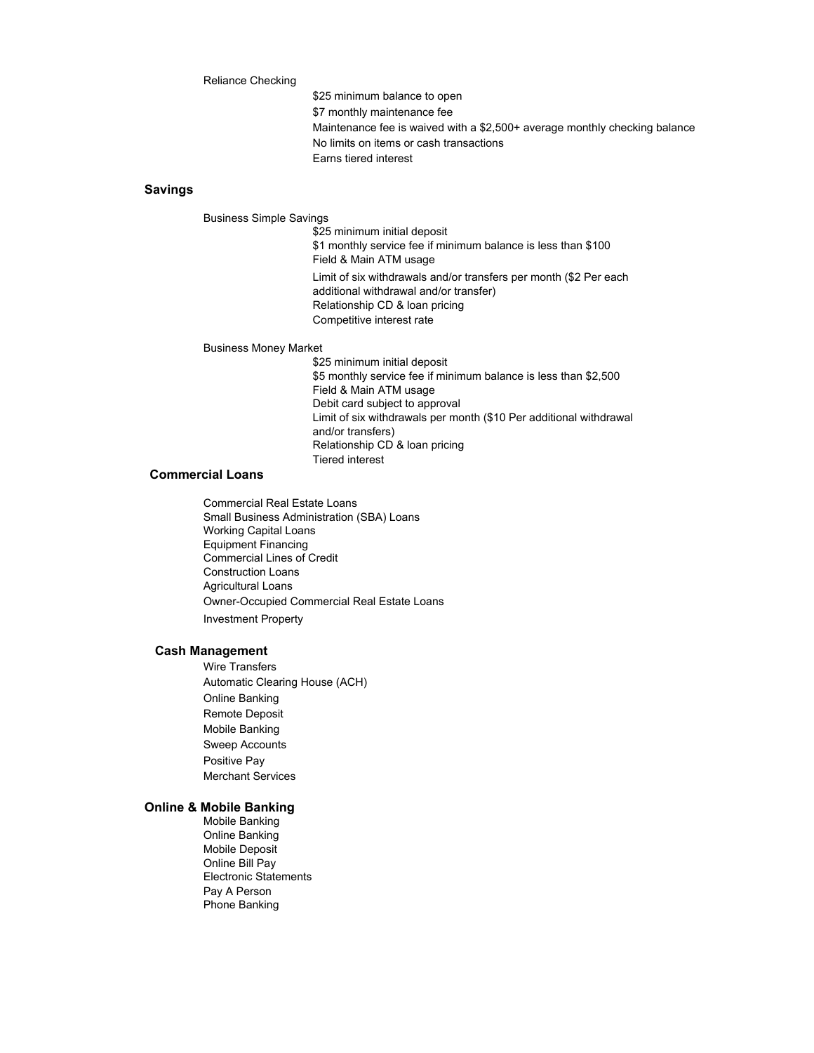Reliance Checking

- $25 minimum balance to open
- $7 monthly maintenance fee
- Maintenance fee is waived with a $2,500+ average monthly checking balance
- No limits on items or cash transactions
- Earns tiered interest

## Savings

Business Simple Savings

- $25 minimum initial deposit
- $1 monthly service fee if minimum balance is less than $100
- Field & Main ATM usage
- Limit of six withdrawals and/or transfers per month ($2 Per each additional withdrawal and/or transfer)
- Relationship CD & loan pricing
- Competitive interest rate

Business Money Market

- $25 minimum initial deposit
- $5 monthly service fee if minimum balance is less than $2,500
- Field & Main ATM usage
- Debit card subject to approval
- Limit of six withdrawals per month ($10 Per additional withdrawal and/or transfers)
- Relationship CD & loan pricing
- Tiered interest

## Commercial Loans

- Commercial Real Estate Loans
- Small Business Administration (SBA) Loans
- Working Capital Loans
- Equipment Financing
- Commercial Lines of Credit
- Construction Loans
- Agricultural Loans
- Owner-Occupied Commercial Real Estate Loans
- Investment Property

## Cash Management

- Wire Transfers
- Automatic Clearing House (ACH)
- Online Banking
- Remote Deposit
- Mobile Banking
- Sweep Accounts
- Positive Pay
- Merchant Services

## Online & Mobile Banking

- Mobile Banking
- Online Banking
- Mobile Deposit
- Online Bill Pay
- Electronic Statements
- Pay A Person
- Phone Banking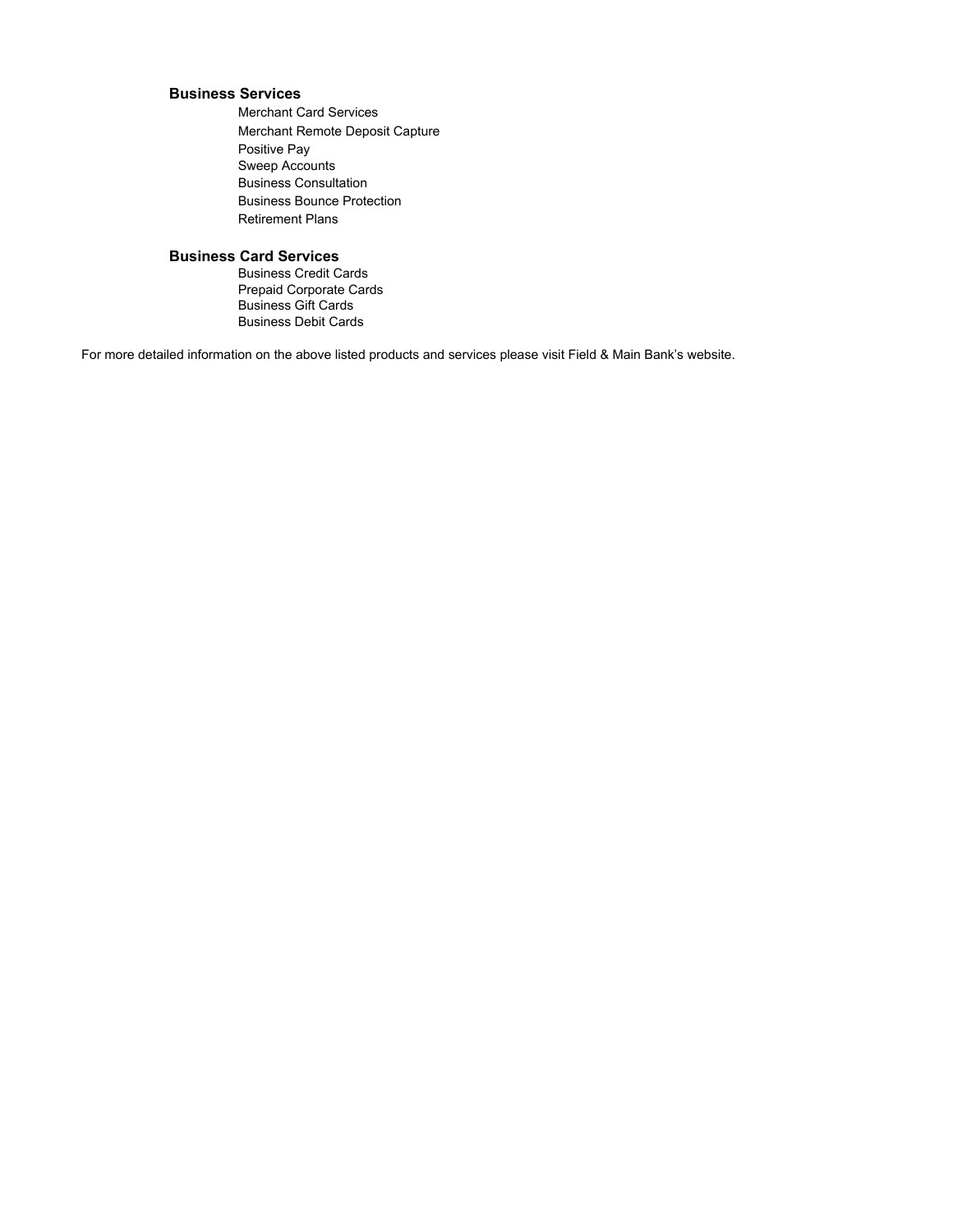**Business Services**

- Merchant Card Services
- Merchant Remote Deposit Capture
- Positive Pay
- Sweep Accounts
- Business Consultation
- Business Bounce Protection
- Retirement Plans

**Business Card Services**

- Business Credit Cards
- Prepaid Corporate Cards
- Business Gift Cards
- Business Debit Cards

For more detailed information on the above listed products and services please visit Field & Main Bank's website.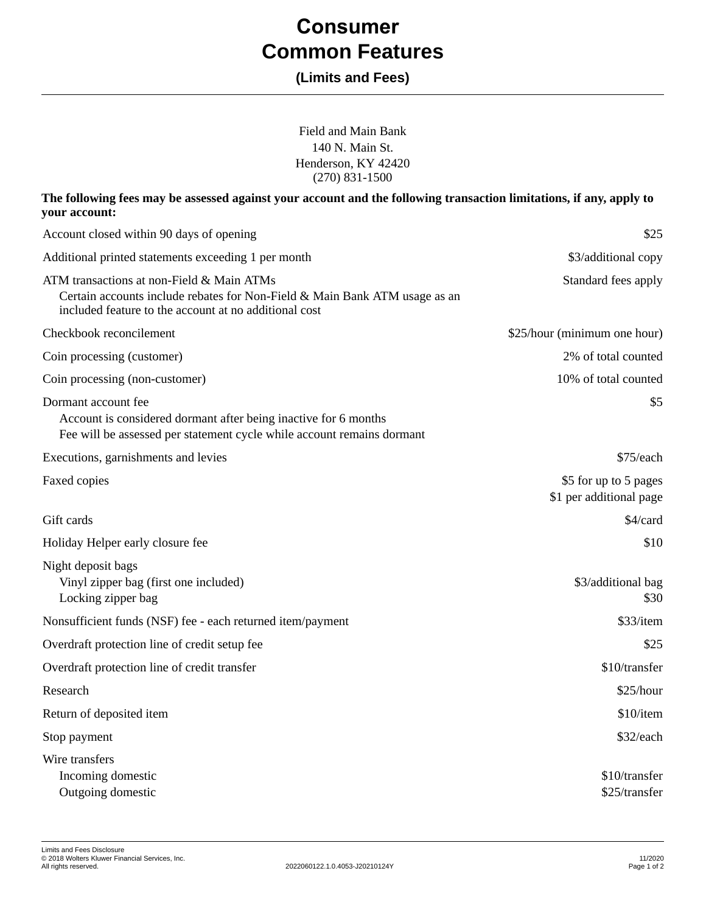# Consumer Common Features

## (Limits and Fees)

Field and Main Bank
140 N. Main St.
Henderson, KY 42420
(270) 831-1500

**The following fees may be assessed against your account and the following transaction limitations, if any, apply to your account:**

| Item | Fee |
|---|---|
| Account closed within 90 days of opening | $25 |
| Additional printed statements exceeding 1 per month | $3/additional copy |
| ATM transactions at non-Field & Main ATMs<br>Certain accounts include rebates for Non-Field & Main Bank ATM usage as an included feature to the account at no additional cost | Standard fees apply |
| Checkbook reconcilement | $25/hour (minimum one hour) |
| Coin processing (customer) | 2% of total counted |
| Coin processing (non-customer) | 10% of total counted |
| Dormant account fee<br>Account is considered dormant after being inactive for 6 months<br>Fee will be assessed per statement cycle while account remains dormant | $5 |
| Executions, garnishments and levies | $75/each |
| Faxed copies | $5 for up to 5 pages<br>$1 per additional page |
| Gift cards | $4/card |
| Holiday Helper early closure fee | $10 |
| Night deposit bags | |
| Vinyl zipper bag (first one included) | $3/additional bag |
| Locking zipper bag | $30 |
| Nonsufficient funds (NSF) fee - each returned item/payment | $33/item |
| Overdraft protection line of credit setup fee | $25 |
| Overdraft protection line of credit transfer | $10/transfer |
| Research | $25/hour |
| Return of deposited item | $10/item |
| Stop payment | $32/each |
| Wire transfers | |
| Incoming domestic | $10/transfer |
| Outgoing domestic | $25/transfer |

Limits and Fees Disclosure
© 2018 Wolters Kluwer Financial Services, Inc.
All rights reserved.
2022060122.1.0.4053-J20210124Y
11/2020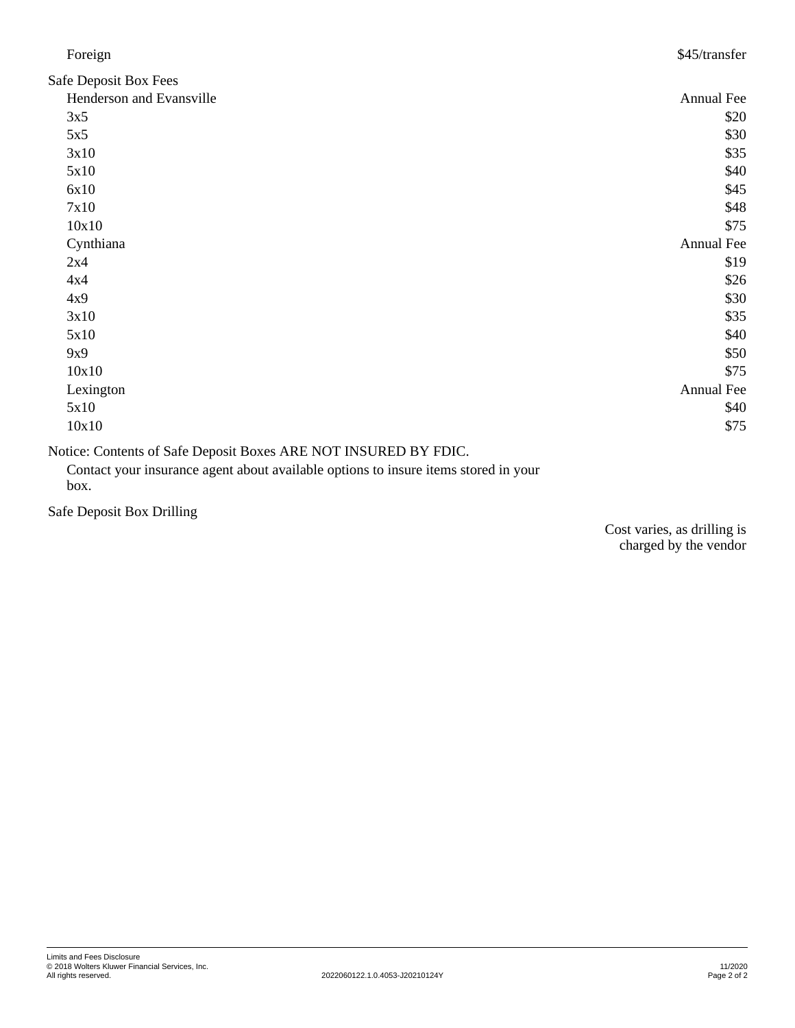| | |
|---|---|
| Foreign | $45/transfer |

Safe Deposit Box Fees

| Henderson and Evansville | Annual Fee |
|---|---|
| 3x5 | $20 |
| 5x5 | $30 |
| 3x10 | $35 |
| 5x10 | $40 |
| 6x10 | $45 |
| 7x10 | $48 |
| 10x10 | $75 |

| Cynthiana | Annual Fee |
|---|---|
| 2x4 | $19 |
| 4x4 | $26 |
| 4x9 | $30 |
| 3x10 | $35 |
| 5x10 | $40 |
| 9x9 | $50 |
| 10x10 | $75 |

| Lexington | Annual Fee |
|---|---|
| 5x10 | $40 |
| 10x10 | $75 |

Notice: Contents of Safe Deposit Boxes ARE NOT INSURED BY FDIC.

Contact your insurance agent about available options to insure items stored in your box.

| | |
|---|---|
| Safe Deposit Box Drilling | Cost varies, as drilling is charged by the vendor |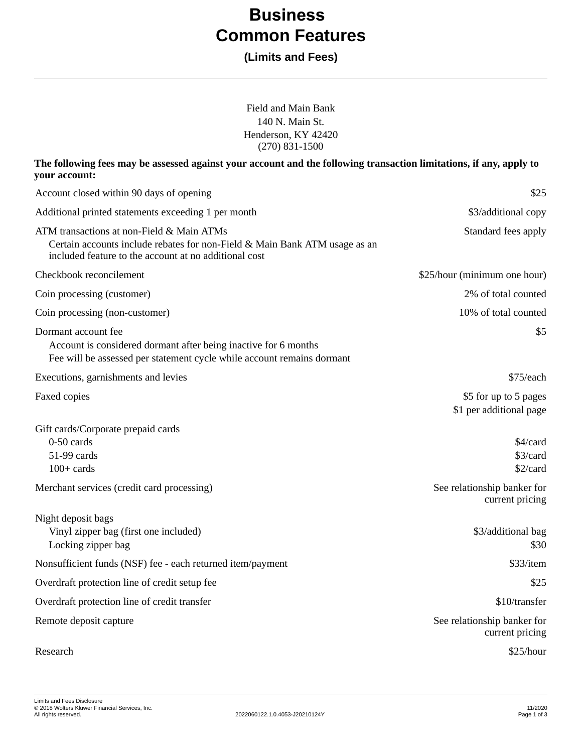# Business Common Features

**(Limits and Fees)**

Field and Main Bank
140 N. Main St.
Henderson, KY 42420
(270) 831-1500

**The following fees may be assessed against your account and the following transaction limitations, if any, apply to your account:**

| | |
|---|---|
| Account closed within 90 days of opening | $25 |
| Additional printed statements exceeding 1 per month | $3/additional copy |
| ATM transactions at non-Field & Main ATMs<br>Certain accounts include rebates for non-Field & Main Bank ATM usage as an included feature to the account at no additional cost | Standard fees apply |
| Checkbook reconcilement | $25/hour (minimum one hour) |
| Coin processing (customer) | 2% of total counted |
| Coin processing (non-customer) | 10% of total counted |
| Dormant account fee<br>Account is considered dormant after being inactive for 6 months<br>Fee will be assessed per statement cycle while account remains dormant | $5 |
| Executions, garnishments and levies | $75/each |
| Faxed copies | $5 for up to 5 pages<br>$1 per additional page |
| Gift cards/Corporate prepaid cards | |
| 0-50 cards | $4/card |
| 51-99 cards | $3/card |
| 100+ cards | $2/card |
| Merchant services (credit card processing) | See relationship banker for current pricing |
| Night deposit bags | |
| Vinyl zipper bag (first one included) | $3/additional bag |
| Locking zipper bag | $30 |
| Nonsufficient funds (NSF) fee - each returned item/payment | $33/item |
| Overdraft protection line of credit setup fee | $25 |
| Overdraft protection line of credit transfer | $10/transfer |
| Remote deposit capture | See relationship banker for current pricing |
| Research | $25/hour |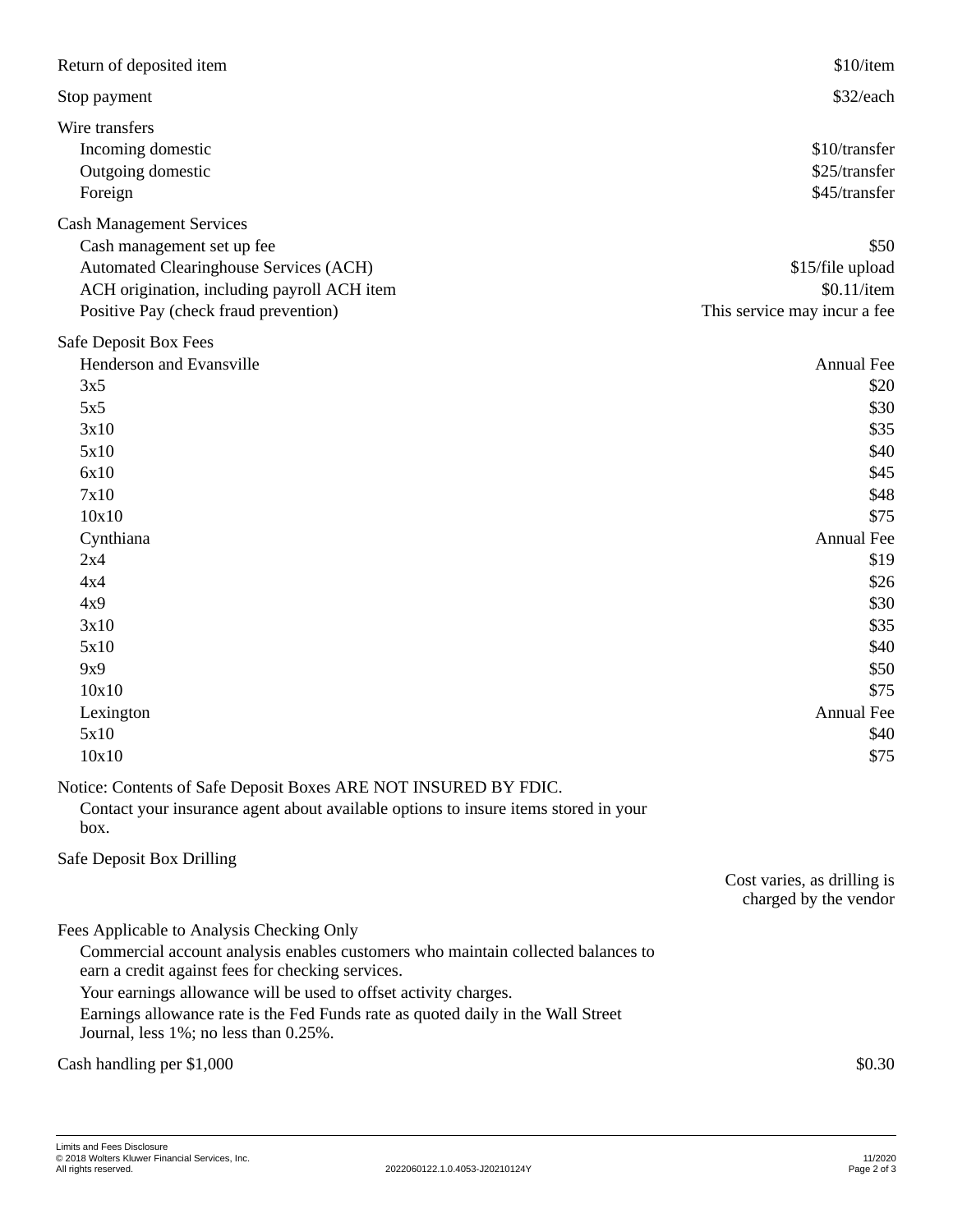| | |
|---|---|
| Return of deposited item | $10/item |
| Stop payment | $32/each |
| **Wire transfers** | |
| Incoming domestic | $10/transfer |
| Outgoing domestic | $25/transfer |
| Foreign | $45/transfer |
| **Cash Management Services** | |
| Cash management set up fee | $50 |
| Automated Clearinghouse Services (ACH) | $15/file upload |
| ACH origination, including payroll ACH item | $0.11/item |
| Positive Pay (check fraud prevention) | This service may incur a fee |
| **Safe Deposit Box Fees** | |
| Henderson and Evansville | Annual Fee |
| 3x5 | $20 |
| 5x5 | $30 |
| 3x10 | $35 |
| 5x10 | $40 |
| 6x10 | $45 |
| 7x10 | $48 |
| 10x10 | $75 |
| Cynthiana | Annual Fee |
| 2x4 | $19 |
| 4x4 | $26 |
| 4x9 | $30 |
| 3x10 | $35 |
| 5x10 | $40 |
| 9x9 | $50 |
| 10x10 | $75 |
| Lexington | Annual Fee |
| 5x10 | $40 |
| 10x10 | $75 |

Notice: Contents of Safe Deposit Boxes ARE NOT INSURED BY FDIC.
Contact your insurance agent about available options to insure items stored in your box.

| | |
|---|---|
| Safe Deposit Box Drilling | Cost varies, as drilling is charged by the vendor |

Fees Applicable to Analysis Checking Only

Commercial account analysis enables customers who maintain collected balances to earn a credit against fees for checking services.

Your earnings allowance will be used to offset activity charges.

Earnings allowance rate is the Fed Funds rate as quoted daily in the Wall Street Journal, less 1%; no less than 0.25%.

| | |
|---|---|
| Cash handling per $1,000 | $0.30 |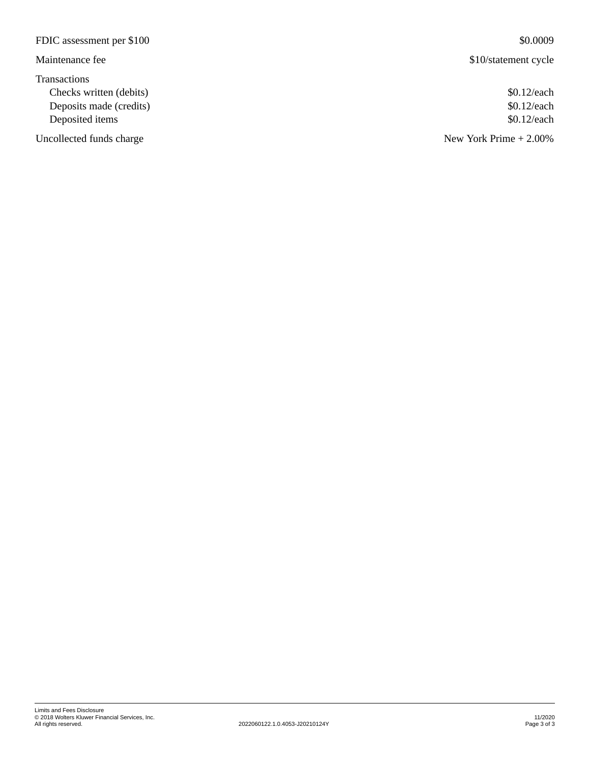| | |
|---|---|
| FDIC assessment per $100 | $0.0009 |
| Maintenance fee | $10/statement cycle |
| Transactions | |
| Checks written (debits) | $0.12/each |
| Deposits made (credits) | $0.12/each |
| Deposited items | $0.12/each |
| Uncollected funds charge | New York Prime + 2.00% |